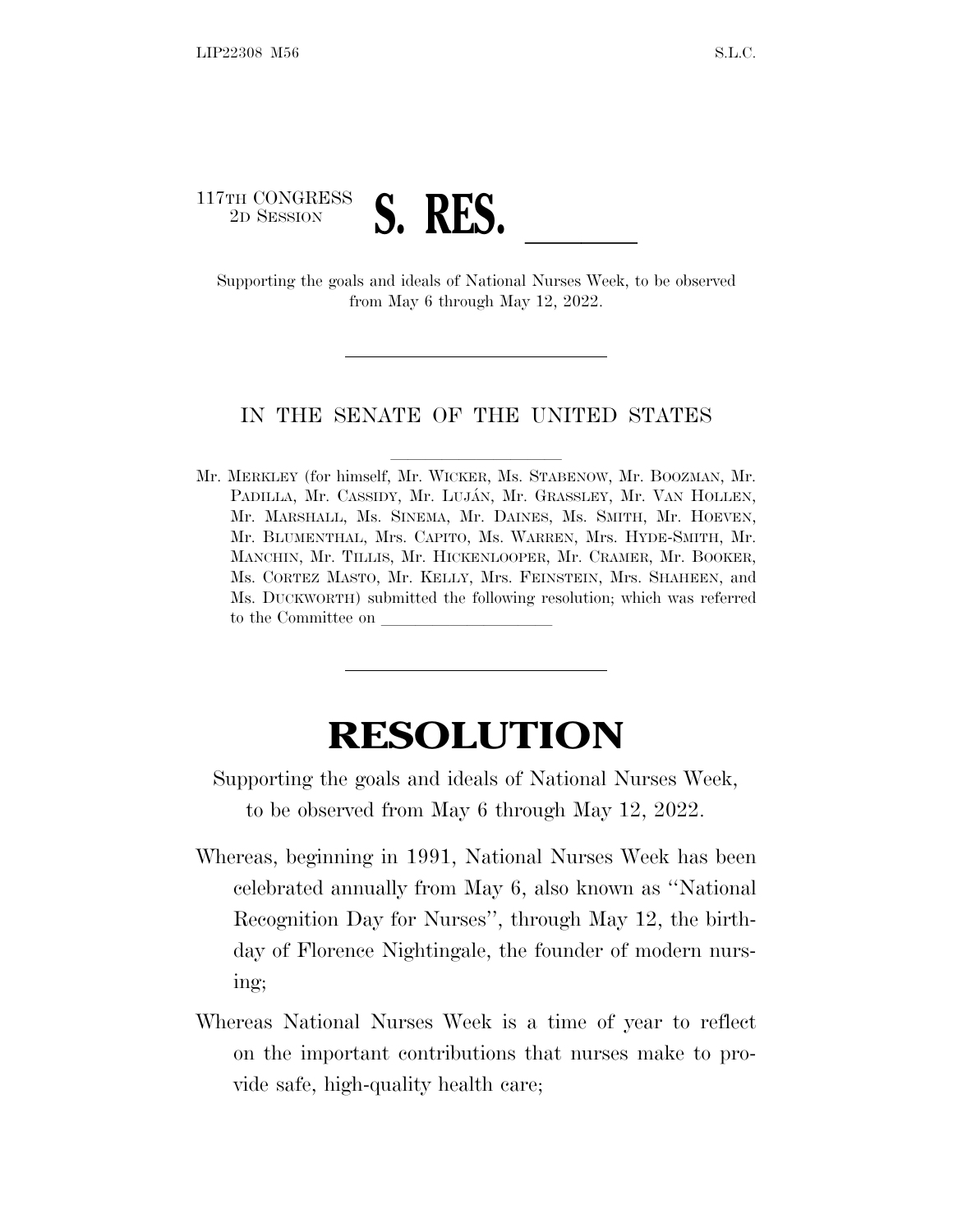117TH CONGRESS
2D SESSION

# S. RES. \_\_\_\_\_\_

Supporting the goals and ideals of National Nurses Week, to be observed from May 6 through May 12, 2022.

---

IN THE SENATE OF THE UNITED STATES

Mr. MERKLEY (for himself, Mr. WICKER, Ms. STABENOW, Mr. BOOZMAN, Mr. PADILLA, Mr. CASSIDY, Mr. LUJÁN, Mr. GRASSLEY, Mr. VAN HOLLEN, Mr. MARSHALL, Ms. SINEMA, Mr. DAINES, Ms. SMITH, Mr. HOEVEN, Mr. BLUMENTHAL, Mrs. CAPITO, Ms. WARREN, Mrs. HYDE-SMITH, Mr. MANCHIN, Mr. TILLIS, Mr. HICKENLOOPER, Mr. CRAMER, Mr. BOOKER, Ms. CORTEZ MASTO, Mr. KELLY, Mrs. FEINSTEIN, Mrs. SHAHEEN, and Ms. DUCKWORTH) submitted the following resolution; which was referred to the Committee on \_\_\_\_\_\_\_\_\_\_\_\_\_\_\_\_\_\_\_\_

---

# RESOLUTION

Supporting the goals and ideals of National Nurses Week, to be observed from May 6 through May 12, 2022.

Whereas, beginning in 1991, National Nurses Week has been celebrated annually from May 6, also known as "National Recognition Day for Nurses", through May 12, the birthday of Florence Nightingale, the founder of modern nursing;

Whereas National Nurses Week is a time of year to reflect on the important contributions that nurses make to provide safe, high-quality health care;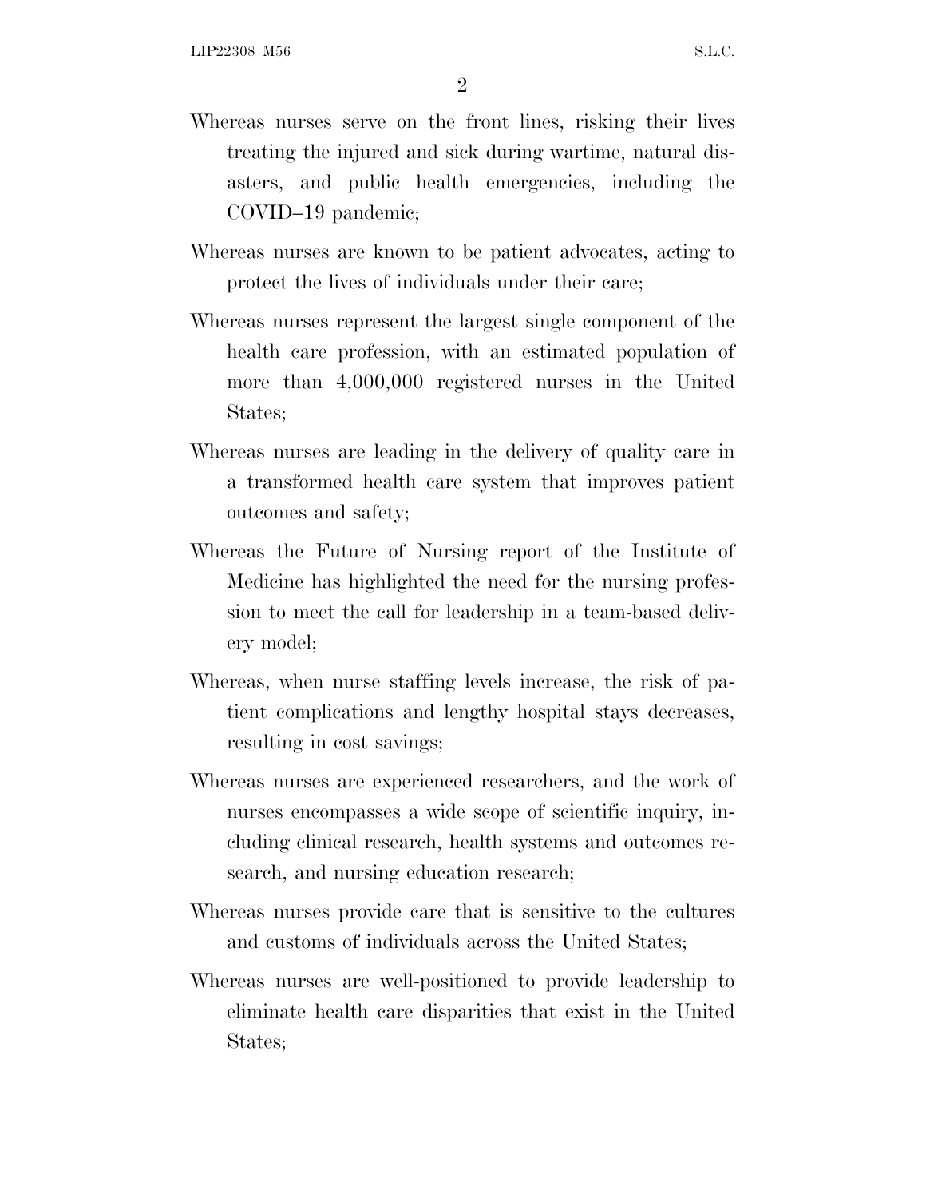Whereas nurses serve on the front lines, risking their lives treating the injured and sick during wartime, natural disasters, and public health emergencies, including the COVID–19 pandemic;

Whereas nurses are known to be patient advocates, acting to protect the lives of individuals under their care;

Whereas nurses represent the largest single component of the health care profession, with an estimated population of more than 4,000,000 registered nurses in the United States;

Whereas nurses are leading in the delivery of quality care in a transformed health care system that improves patient outcomes and safety;

Whereas the Future of Nursing report of the Institute of Medicine has highlighted the need for the nursing profession to meet the call for leadership in a team-based delivery model;

Whereas, when nurse staffing levels increase, the risk of patient complications and lengthy hospital stays decreases, resulting in cost savings;

Whereas nurses are experienced researchers, and the work of nurses encompasses a wide scope of scientific inquiry, including clinical research, health systems and outcomes research, and nursing education research;

Whereas nurses provide care that is sensitive to the cultures and customs of individuals across the United States;

Whereas nurses are well-positioned to provide leadership to eliminate health care disparities that exist in the United States;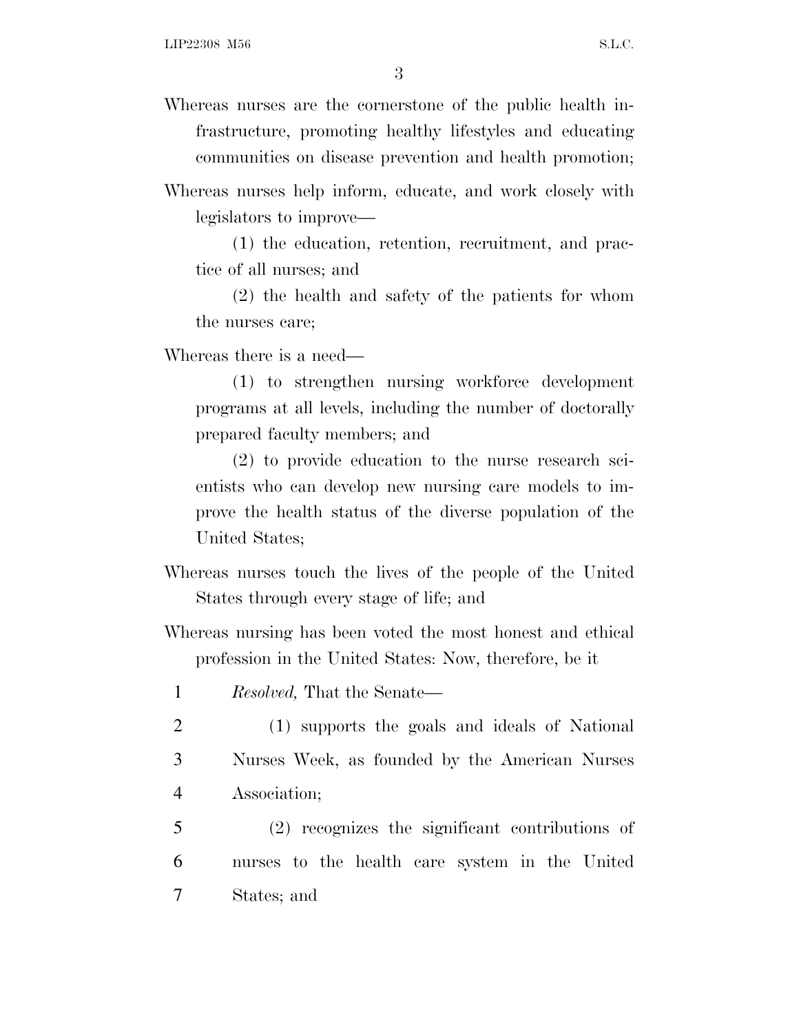Whereas nurses are the cornerstone of the public health infrastructure, promoting healthy lifestyles and educating communities on disease prevention and health promotion;

Whereas nurses help inform, educate, and work closely with legislators to improve—

(1) the education, retention, recruitment, and practice of all nurses; and

(2) the health and safety of the patients for whom the nurses care;

Whereas there is a need—

(1) to strengthen nursing workforce development programs at all levels, including the number of doctorally prepared faculty members; and

(2) to provide education to the nurse research scientists who can develop new nursing care models to improve the health status of the diverse population of the United States;

Whereas nurses touch the lives of the people of the United States through every stage of life; and

Whereas nursing has been voted the most honest and ethical profession in the United States: Now, therefore, be it

1 *Resolved,* That the Senate—

2 (1) supports the goals and ideals of National
3 Nurses Week, as founded by the American Nurses
4 Association;

5 (2) recognizes the significant contributions of
6 nurses to the health care system in the United
7 States; and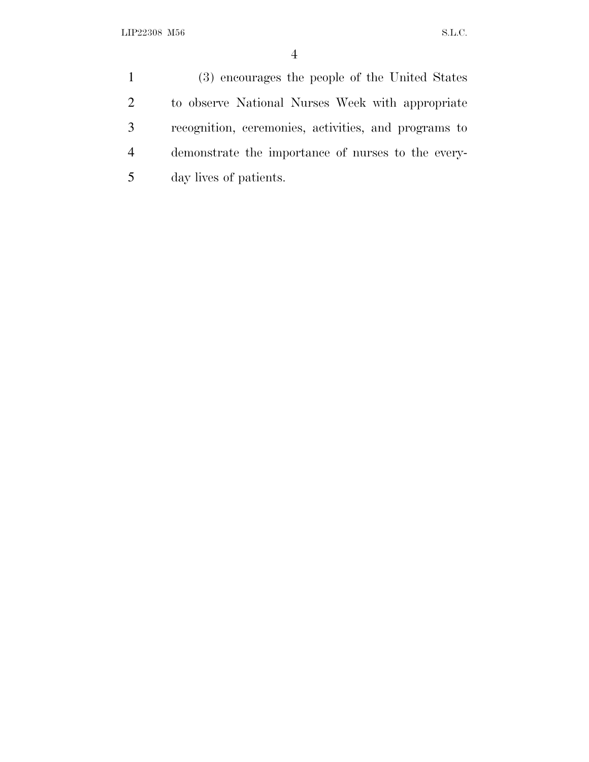(3) encourages the people of the United States to observe National Nurses Week with appropriate recognition, ceremonies, activities, and programs to demonstrate the importance of nurses to the everyday lives of patients.